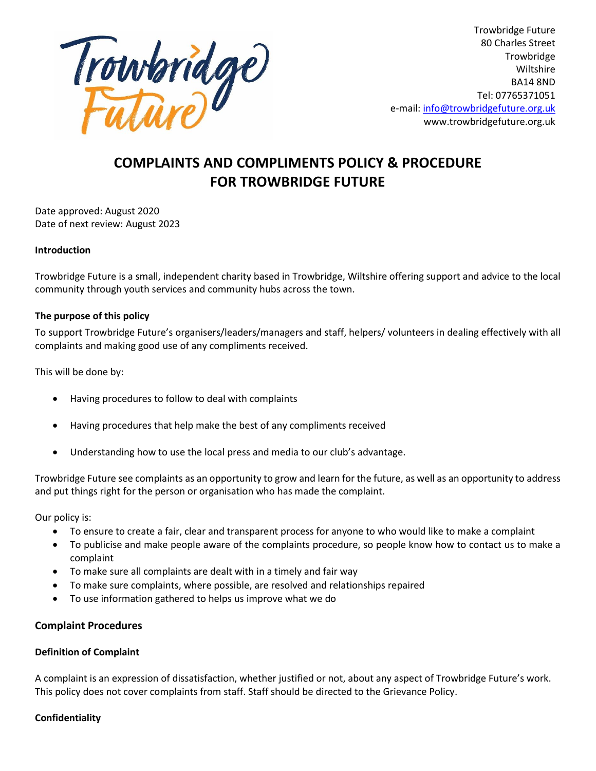Trowbridge Future
80 Charles Street
Trowbridge
Wiltshire
BA14 8ND
Tel: 07765371051
e-mail: info@trowbridgefuture.org.uk
www.trowbridgefuture.org.uk

# COMPLAINTS AND COMPLIMENTS POLICY & PROCEDURE FOR TROWBRIDGE FUTURE

Date approved: August 2020
Date of next review: August 2023

**Introduction**

Trowbridge Future is a small, independent charity based in Trowbridge, Wiltshire offering support and advice to the local community through youth services and community hubs across the town.

**The purpose of this policy**

To support Trowbridge Future's organisers/leaders/managers and staff, helpers/ volunteers in dealing effectively with all complaints and making good use of any compliments received.

This will be done by:

- Having procedures to follow to deal with complaints
- Having procedures that help make the best of any compliments received
- Understanding how to use the local press and media to our club's advantage.

Trowbridge Future see complaints as an opportunity to grow and learn for the future, as well as an opportunity to address and put things right for the person or organisation who has made the complaint.

Our policy is:

- To ensure to create a fair, clear and transparent process for anyone to who would like to make a complaint
- To publicise and make people aware of the complaints procedure, so people know how to contact us to make a complaint
- To make sure all complaints are dealt with in a timely and fair way
- To make sure complaints, where possible, are resolved and relationships repaired
- To use information gathered to helps us improve what we do

## Complaint Procedures

**Definition of Complaint**

A complaint is an expression of dissatisfaction, whether justified or not, about any aspect of Trowbridge Future's work. This policy does not cover complaints from staff. Staff should be directed to the Grievance Policy.

**Confidentiality**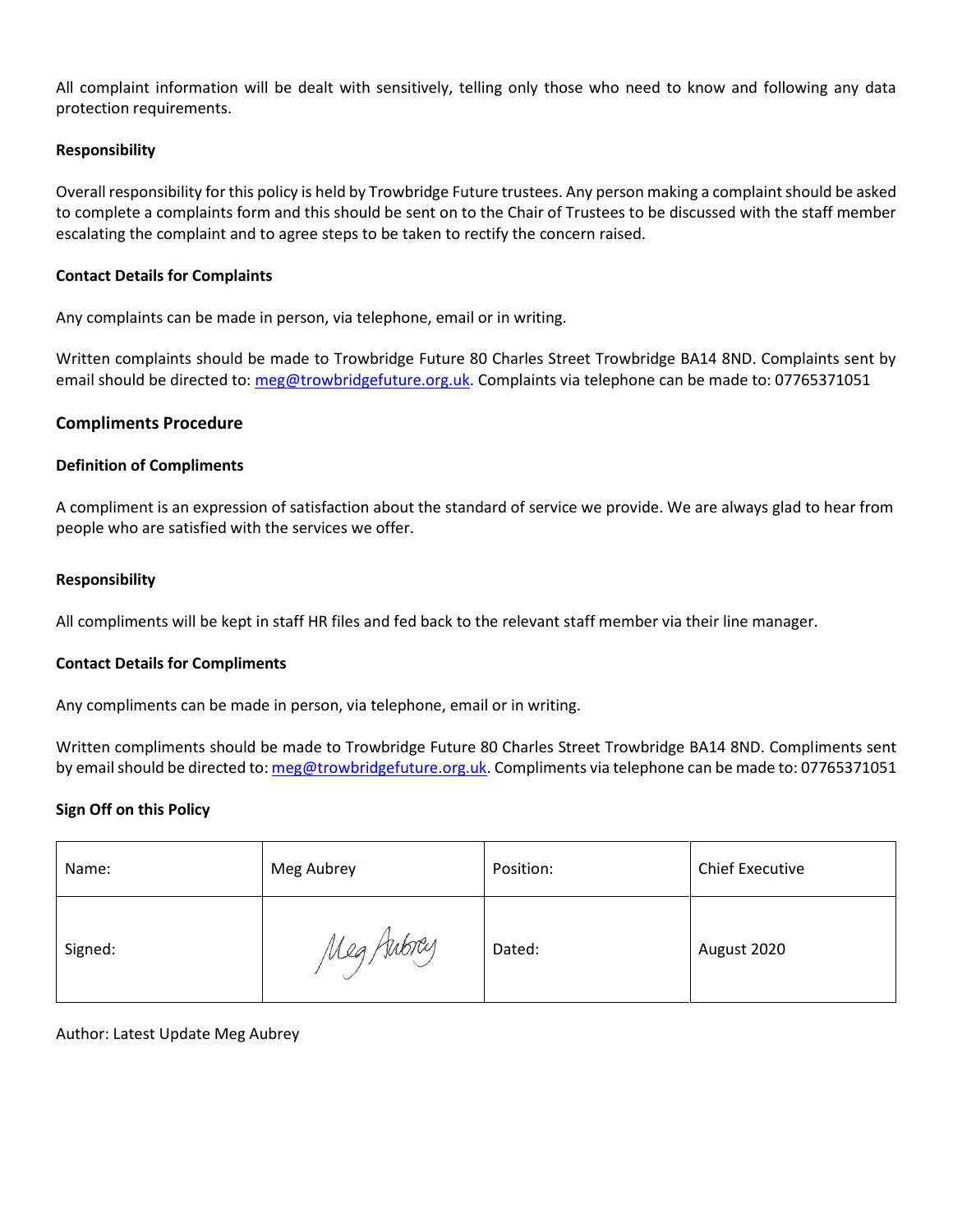All complaint information will be dealt with sensitively, telling only those who need to know and following any data protection requirements.

**Responsibility**

Overall responsibility for this policy is held by Trowbridge Future trustees. Any person making a complaint should be asked to complete a complaints form and this should be sent on to the Chair of Trustees to be discussed with the staff member escalating the complaint and to agree steps to be taken to rectify the concern raised.

**Contact Details for Complaints**

Any complaints can be made in person, via telephone, email or in writing.

Written complaints should be made to Trowbridge Future 80 Charles Street Trowbridge BA14 8ND. Complaints sent by email should be directed to: meg@trowbridgefuture.org.uk. Complaints via telephone can be made to: 07765371051

## Compliments Procedure

**Definition of Compliments**

A compliment is an expression of satisfaction about the standard of service we provide. We are always glad to hear from people who are satisfied with the services we offer.

**Responsibility**

All compliments will be kept in staff HR files and fed back to the relevant staff member via their line manager.

**Contact Details for Compliments**

Any compliments can be made in person, via telephone, email or in writing.

Written compliments should be made to Trowbridge Future 80 Charles Street Trowbridge BA14 8ND. Compliments sent by email should be directed to: meg@trowbridgefuture.org.uk. Compliments via telephone can be made to: 07765371051

**Sign Off on this Policy**

| Name: | Meg Aubrey | Position: | Chief Executive |
|---|---|---|---|
| Signed: | Meg Aubrey | Dated: | August 2020 |

Author: Latest Update Meg Aubrey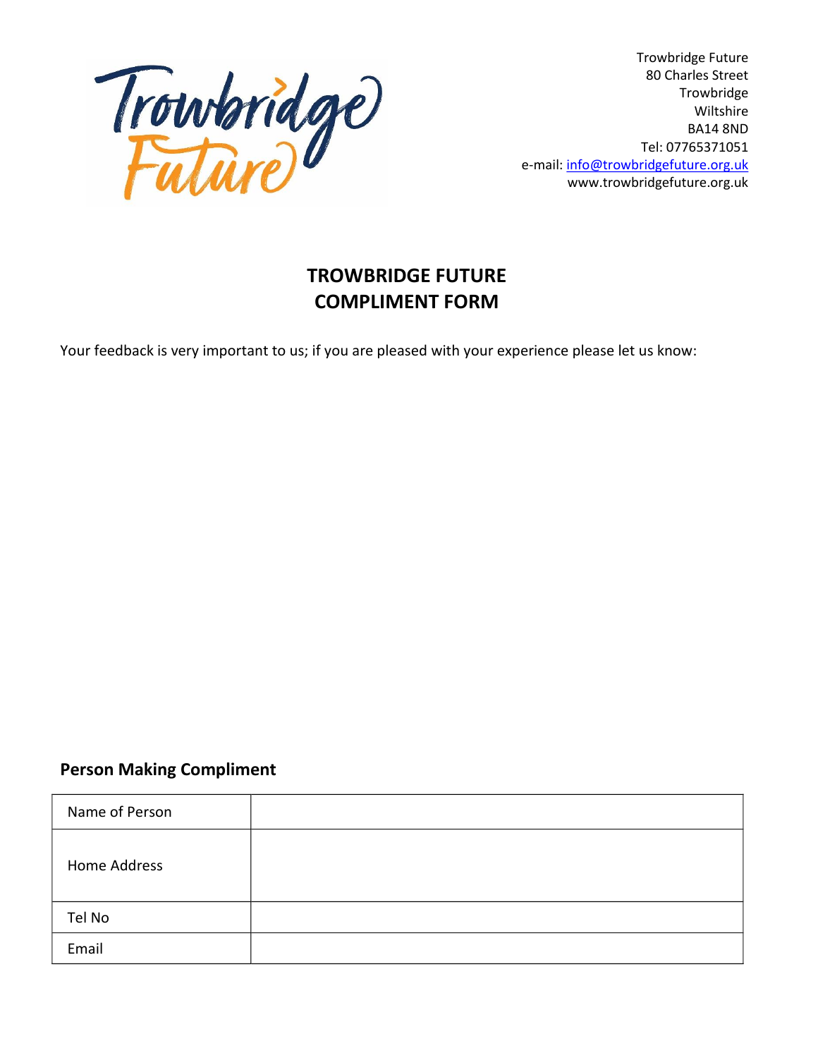Trowbridge Future
80 Charles Street
Trowbridge
Wiltshire
BA14 8ND
Tel: 07765371051
e-mail: info@trowbridgefuture.org.uk
www.trowbridgefuture.org.uk

# TROWBRIDGE FUTURE
# COMPLIMENT FORM

Your feedback is very important to us; if you are pleased with your experience please let us know:

## Person Making Compliment

| Name of Person | |
|---|---|
| Home Address | |
| Tel No | |
| Email | |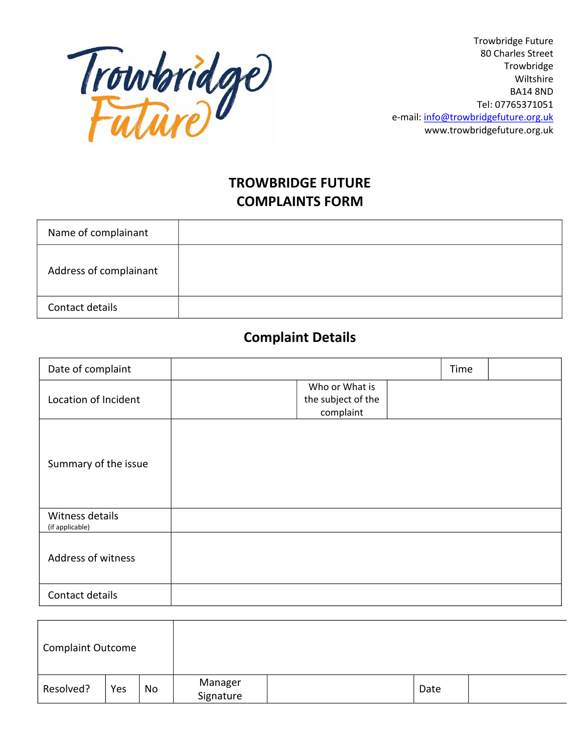Trowbridge Future
80 Charles Street
Trowbridge
Wiltshire
BA14 8ND
Tel: 07765371051
e-mail: info@trowbridgefuture.org.uk
www.trowbridgefuture.org.uk

# TROWBRIDGE FUTURE
# COMPLAINTS FORM

| | |
|---|---|
| Name of complainant | |
| Address of complainant | |
| Contact details | |

## Complaint Details

| | | | |
|---|---|---|---|
| Date of complaint | | Time | |
| Location of Incident | | Who or What is the subject of the complaint | |
| Summary of the issue | | | |
| Witness details (if applicable) | | | |
| Address of witness | | | |
| Contact details | | | |

| | | | | | | |
|---|---|---|---|---|---|---|
| Complaint Outcome | | | | | | |
| Resolved? | Yes | No | Manager Signature | | Date | |